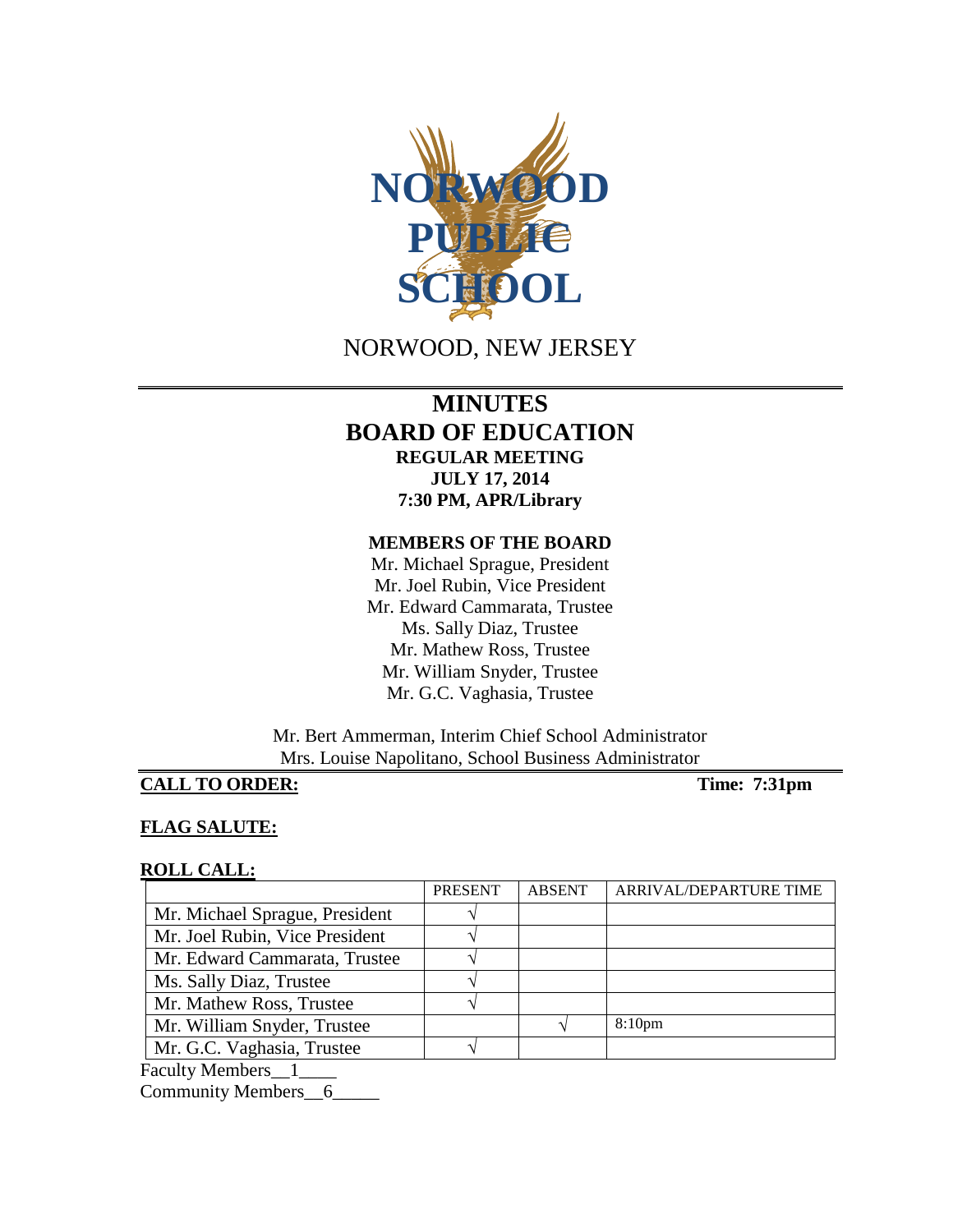# NORWOOD PUBLIC SCHOOL

NORWOOD, NEW JERSEY

## MINUTES
## BOARD OF EDUCATION
### REGULAR MEETING
### JULY 17, 2014
### 7:30 PM, APR/Library

**MEMBERS OF THE BOARD**

Mr. Michael Sprague, President
Mr. Joel Rubin, Vice President
Mr. Edward Cammarata, Trustee
Ms. Sally Diaz, Trustee
Mr. Mathew Ross, Trustee
Mr. William Snyder, Trustee
Mr. G.C. Vaghasia, Trustee

Mr. Bert Ammerman, Interim Chief School Administrator
Mrs. Louise Napolitano, School Business Administrator

**CALL TO ORDER:** **Time: 7:31pm**

**FLAG SALUTE:**

**ROLL CALL:**

| | PRESENT | ABSENT | ARRIVAL/DEPARTURE TIME |
|---|---|---|---|
| Mr. Michael Sprague, President | √ | | |
| Mr. Joel Rubin, Vice President | √ | | |
| Mr. Edward Cammarata, Trustee | √ | | |
| Ms. Sally Diaz, Trustee | √ | | |
| Mr. Mathew Ross, Trustee | √ | | |
| Mr. William Snyder, Trustee | | √ | 8:10pm |
| Mr. G.C. Vaghasia, Trustee | √ | | |

Faculty Members__1____
Community Members__6_____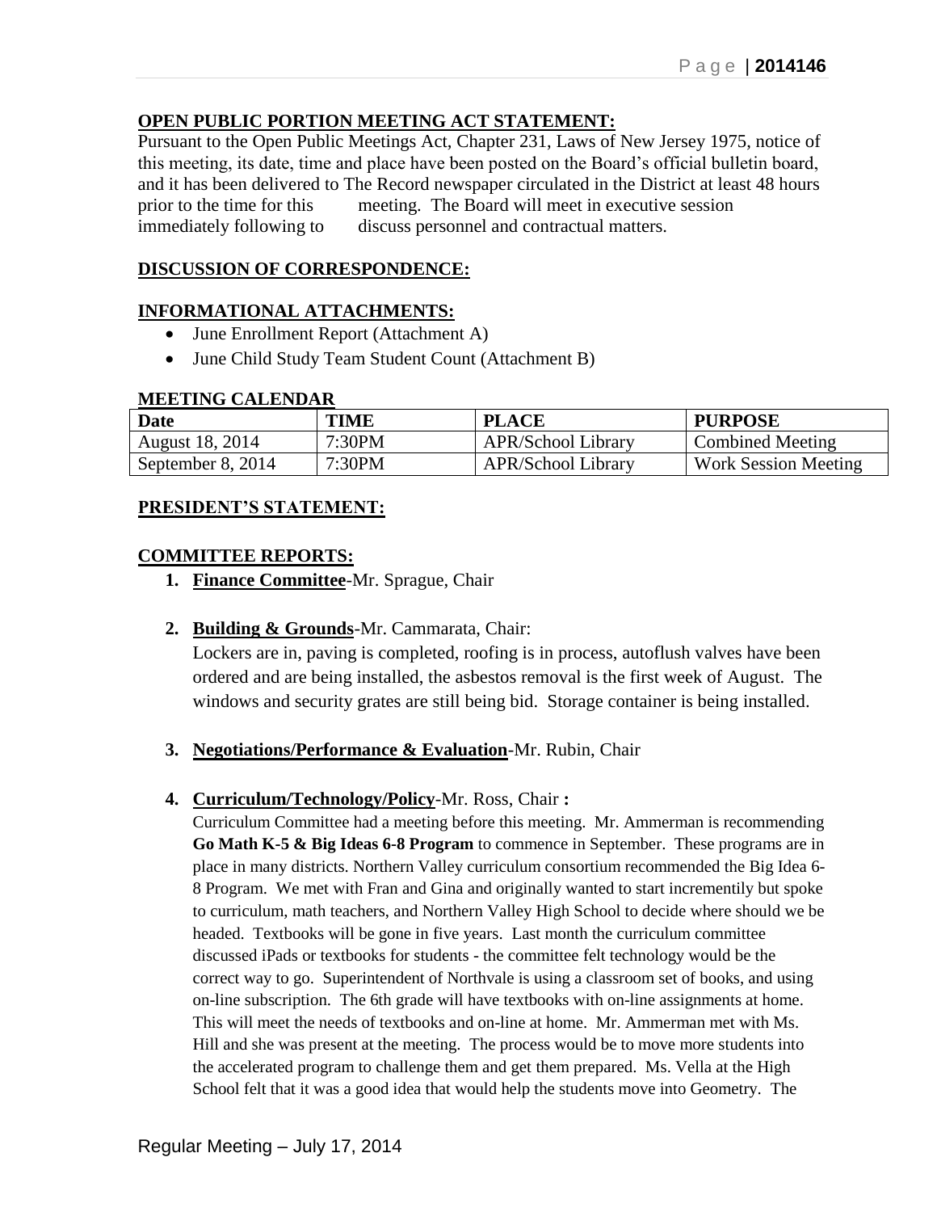**OPEN PUBLIC PORTION MEETING ACT STATEMENT:**

Pursuant to the Open Public Meetings Act, Chapter 231, Laws of New Jersey 1975, notice of this meeting, its date, time and place have been posted on the Board's official bulletin board, and it has been delivered to The Record newspaper circulated in the District at least 48 hours prior to the time for this meeting. The Board will meet in executive session immediately following to discuss personnel and contractual matters.

**DISCUSSION OF CORRESPONDENCE:**

**INFORMATIONAL ATTACHMENTS:**

- June Enrollment Report (Attachment A)
- June Child Study Team Student Count (Attachment B)

**MEETING CALENDAR**

| Date | TIME | PLACE | PURPOSE |
|---|---|---|---|
| August 18, 2014 | 7:30PM | APR/School Library | Combined Meeting |
| September 8, 2014 | 7:30PM | APR/School Library | Work Session Meeting |

**PRESIDENT'S STATEMENT:**

**COMMITTEE REPORTS:**

1. **Finance Committee**-Mr. Sprague, Chair

2. **Building & Grounds**-Mr. Cammarata, Chair:
   Lockers are in, paving is completed, roofing is in process, autoflush valves have been ordered and are being installed, the asbestos removal is the first week of August. The windows and security grates are still being bid. Storage container is being installed.

3. **Negotiations/Performance & Evaluation**-Mr. Rubin, Chair

4. **Curriculum/Technology/Policy**-Mr. Ross, Chair **:**
   Curriculum Committee had a meeting before this meeting. Mr. Ammerman is recommending **Go Math K-5 & Big Ideas 6-8 Program** to commence in September. These programs are in place in many districts. Northern Valley curriculum consortium recommended the Big Idea 6-8 Program. We met with Fran and Gina and originally wanted to start incrementily but spoke to curriculum, math teachers, and Northern Valley High School to decide where should we be headed. Textbooks will be gone in five years. Last month the curriculum committee discussed iPads or textbooks for students - the committee felt technology would be the correct way to go. Superintendent of Northvale is using a classroom set of books, and using on-line subscription. The 6th grade will have textbooks with on-line assignments at home. This will meet the needs of textbooks and on-line at home. Mr. Ammerman met with Ms. Hill and she was present at the meeting. The process would be to move more students into the accelerated program to challenge them and get them prepared. Ms. Vella at the High School felt that it was a good idea that would help the students move into Geometry. The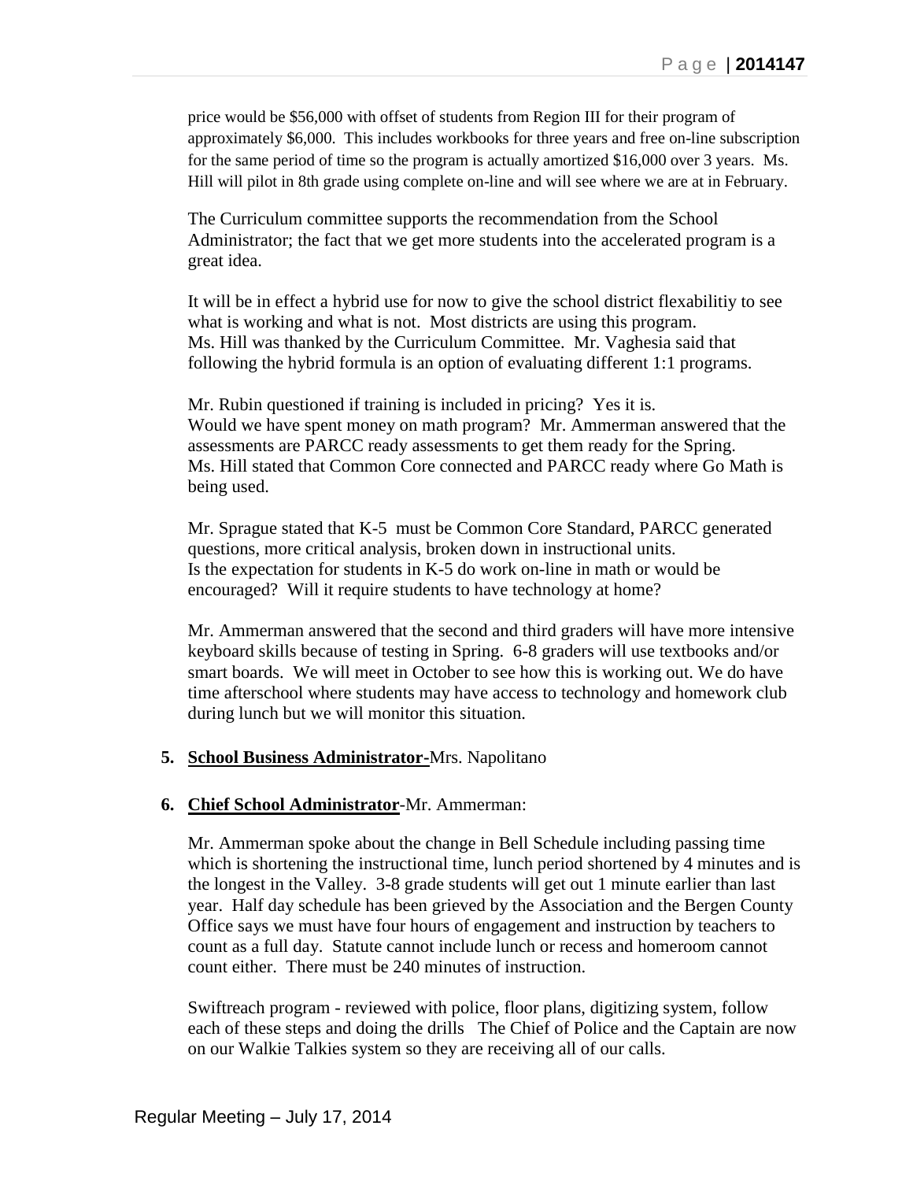price would be $56,000 with offset of students from Region III for their program of approximately $6,000. This includes workbooks for three years and free on-line subscription for the same period of time so the program is actually amortized $16,000 over 3 years. Ms. Hill will pilot in 8th grade using complete on-line and will see where we are at in February.

The Curriculum committee supports the recommendation from the School Administrator; the fact that we get more students into the accelerated program is a great idea.

It will be in effect a hybrid use for now to give the school district flexabilitiy to see what is working and what is not. Most districts are using this program. Ms. Hill was thanked by the Curriculum Committee. Mr. Vaghesia said that following the hybrid formula is an option of evaluating different 1:1 programs.

Mr. Rubin questioned if training is included in pricing? Yes it is. Would we have spent money on math program? Mr. Ammerman answered that the assessments are PARCC ready assessments to get them ready for the Spring. Ms. Hill stated that Common Core connected and PARCC ready where Go Math is being used.

Mr. Sprague stated that K-5 must be Common Core Standard, PARCC generated questions, more critical analysis, broken down in instructional units. Is the expectation for students in K-5 do work on-line in math or would be encouraged? Will it require students to have technology at home?

Mr. Ammerman answered that the second and third graders will have more intensive keyboard skills because of testing in Spring. 6-8 graders will use textbooks and/or smart boards. We will meet in October to see how this is working out. We do have time afterschool where students may have access to technology and homework club during lunch but we will monitor this situation.

5. **School Business Administrator**-Mrs. Napolitano

6. **Chief School Administrator**-Mr. Ammerman:

Mr. Ammerman spoke about the change in Bell Schedule including passing time which is shortening the instructional time, lunch period shortened by 4 minutes and is the longest in the Valley. 3-8 grade students will get out 1 minute earlier than last year. Half day schedule has been grieved by the Association and the Bergen County Office says we must have four hours of engagement and instruction by teachers to count as a full day. Statute cannot include lunch or recess and homeroom cannot count either. There must be 240 minutes of instruction.

Swiftreach program - reviewed with police, floor plans, digitizing system, follow each of these steps and doing the drills The Chief of Police and the Captain are now on our Walkie Talkies system so they are receiving all of our calls.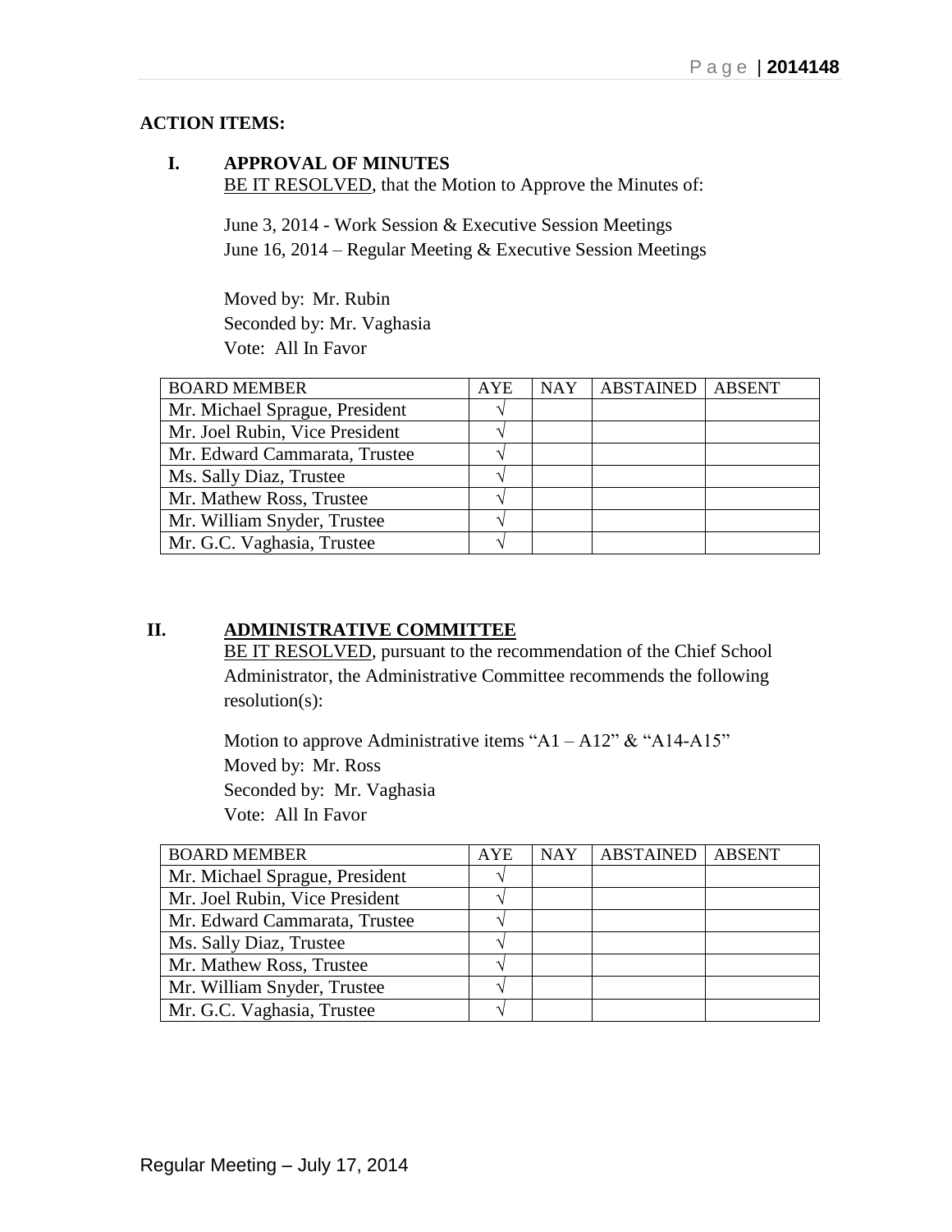**ACTION ITEMS:**

## I. APPROVAL OF MINUTES

BE IT RESOLVED, that the Motion to Approve the Minutes of:

June 3, 2014 - Work Session & Executive Session Meetings
June 16, 2014 – Regular Meeting & Executive Session Meetings

Moved by: Mr. Rubin
Seconded by: Mr. Vaghasia
Vote: All In Favor

| BOARD MEMBER | AYE | NAY | ABSTAINED | ABSENT |
|---|---|---|---|---|
| Mr. Michael Sprague, President | √ | | | |
| Mr. Joel Rubin, Vice President | √ | | | |
| Mr. Edward Cammarata, Trustee | √ | | | |
| Ms. Sally Diaz, Trustee | √ | | | |
| Mr. Mathew Ross, Trustee | √ | | | |
| Mr. William Snyder, Trustee | √ | | | |
| Mr. G.C. Vaghasia, Trustee | √ | | | |

## II. ADMINISTRATIVE COMMITTEE

BE IT RESOLVED, pursuant to the recommendation of the Chief School Administrator, the Administrative Committee recommends the following resolution(s):

Motion to approve Administrative items "A1 – A12" & "A14-A15"
Moved by: Mr. Ross
Seconded by: Mr. Vaghasia
Vote: All In Favor

| BOARD MEMBER | AYE | NAY | ABSTAINED | ABSENT |
|---|---|---|---|---|
| Mr. Michael Sprague, President | √ | | | |
| Mr. Joel Rubin, Vice President | √ | | | |
| Mr. Edward Cammarata, Trustee | √ | | | |
| Ms. Sally Diaz, Trustee | √ | | | |
| Mr. Mathew Ross, Trustee | √ | | | |
| Mr. William Snyder, Trustee | √ | | | |
| Mr. G.C. Vaghasia, Trustee | √ | | | |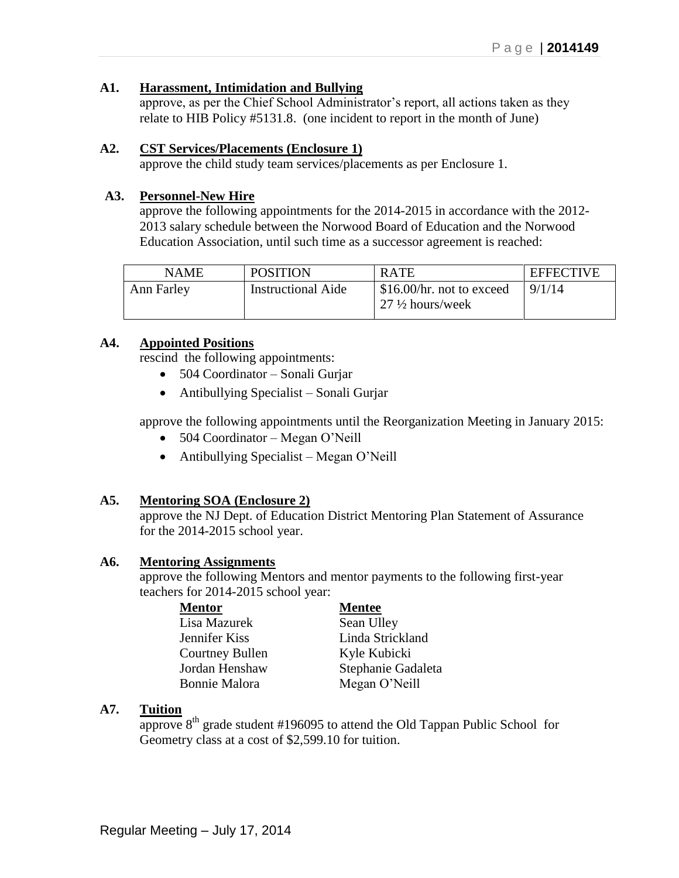**A1. Harassment, Intimidation and Bullying**

approve, as per the Chief School Administrator's report, all actions taken as they relate to HIB Policy #5131.8. (one incident to report in the month of June)

**A2. CST Services/Placements (Enclosure 1)**

approve the child study team services/placements as per Enclosure 1.

**A3. Personnel-New Hire**

approve the following appointments for the 2014-2015 in accordance with the 2012-2013 salary schedule between the Norwood Board of Education and the Norwood Education Association, until such time as a successor agreement is reached:

| NAME | POSITION | RATE | EFFECTIVE |
|---|---|---|---|
| Ann Farley | Instructional Aide | \$16.00/hr. not to exceed 27 ½ hours/week | 9/1/14 |

**A4. Appointed Positions**

rescind the following appointments:

- 504 Coordinator – Sonali Gurjar
- Antibullying Specialist – Sonali Gurjar

approve the following appointments until the Reorganization Meeting in January 2015:

- 504 Coordinator – Megan O'Neill
- Antibullying Specialist – Megan O'Neill

**A5. Mentoring SOA (Enclosure 2)**

approve the NJ Dept. of Education District Mentoring Plan Statement of Assurance for the 2014-2015 school year.

**A6. Mentoring Assignments**

approve the following Mentors and mentor payments to the following first-year teachers for 2014-2015 school year:

| Mentor | Mentee |
|---|---|
| Lisa Mazurek | Sean Ulley |
| Jennifer Kiss | Linda Strickland |
| Courtney Bullen | Kyle Kubicki |
| Jordan Henshaw | Stephanie Gadaleta |
| Bonnie Malora | Megan O'Neill |

**A7. Tuition**

approve 8th grade student #196095 to attend the Old Tappan Public School for Geometry class at a cost of \$2,599.10 for tuition.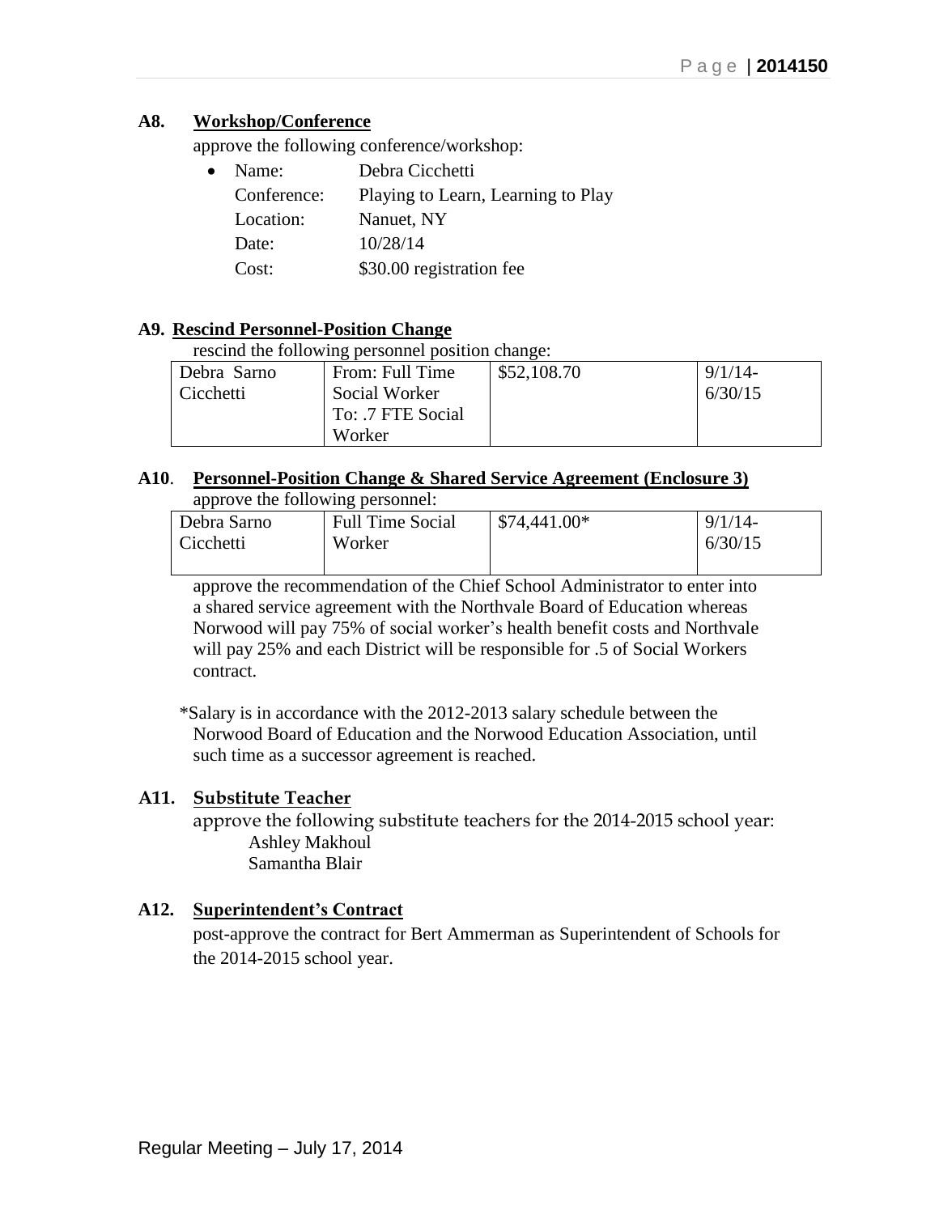**A8. Workshop/Conference**

approve the following conference/workshop:

- Name: Debra Cicchetti
  Conference: Playing to Learn, Learning to Play
  Location: Nanuet, NY
  Date: 10/28/14
  Cost: $30.00 registration fee

**A9. Rescind Personnel-Position Change**

rescind the following personnel position change:

| Debra Sarno Cicchetti | From: Full Time Social Worker To: .7 FTE Social Worker | $52,108.70 | 9/1/14-6/30/15 |
|---|---|---|---|

**A10. Personnel-Position Change & Shared Service Agreement (Enclosure 3)**

approve the following personnel:

| Debra Sarno Cicchetti | Full Time Social Worker | $74,441.00* | 9/1/14-6/30/15 |
|---|---|---|---|

approve the recommendation of the Chief School Administrator to enter into a shared service agreement with the Northvale Board of Education whereas Norwood will pay 75% of social worker's health benefit costs and Northvale will pay 25% and each District will be responsible for .5 of Social Workers contract.

*Salary is in accordance with the 2012-2013 salary schedule between the Norwood Board of Education and the Norwood Education Association, until such time as a successor agreement is reached.

**A11. Substitute Teacher**

approve the following substitute teachers for the 2014-2015 school year:
Ashley Makhoul
Samantha Blair

**A12. Superintendent's Contract**

post-approve the contract for Bert Ammerman as Superintendent of Schools for the 2014-2015 school year.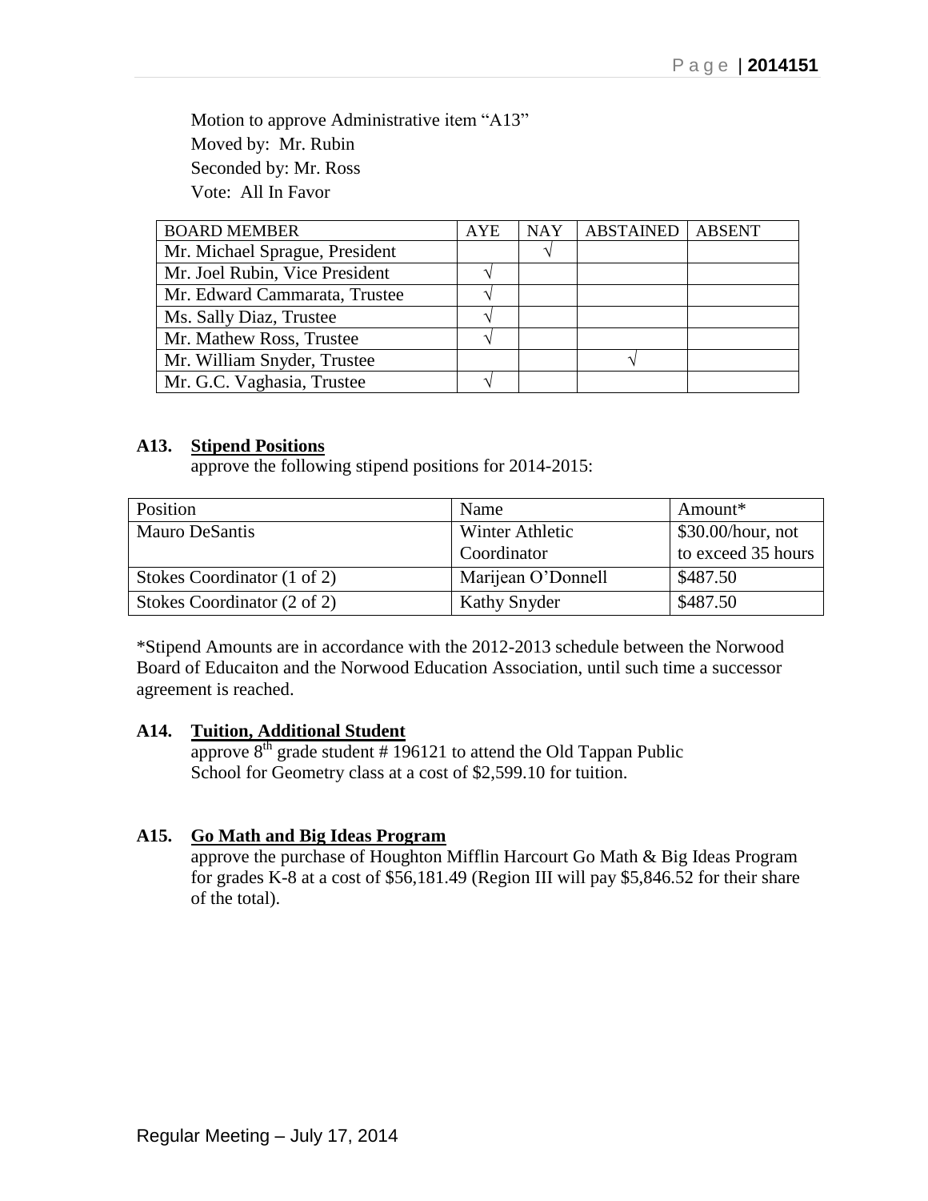Motion to approve Administrative item "A13"
Moved by: Mr. Rubin
Seconded by: Mr. Ross
Vote: All In Favor

| BOARD MEMBER | AYE | NAY | ABSTAINED | ABSENT |
|---|---|---|---|---|
| Mr. Michael Sprague, President | | √ | | |
| Mr. Joel Rubin, Vice President | √ | | | |
| Mr. Edward Cammarata, Trustee | √ | | | |
| Ms. Sally Diaz, Trustee | √ | | | |
| Mr. Mathew Ross, Trustee | √ | | | |
| Mr. William Snyder, Trustee | | | √ | |
| Mr. G.C. Vaghasia, Trustee | √ | | | |

**A13. <u>Stipend Positions</u>**
approve the following stipend positions for 2014-2015:

| Position | Name | Amount* |
|---|---|---|
| Mauro DeSantis | Winter Athletic Coordinator | $30.00/hour, not to exceed 35 hours |
| Stokes Coordinator (1 of 2) | Marijean O'Donnell | $487.50 |
| Stokes Coordinator (2 of 2) | Kathy Snyder | $487.50 |

*Stipend Amounts are in accordance with the 2012-2013 schedule between the Norwood Board of Educaiton and the Norwood Education Association, until such time a successor agreement is reached.

**A14. <u>Tuition, Additional Student</u>**
approve 8th grade student # 196121 to attend the Old Tappan Public School for Geometry class at a cost of $2,599.10 for tuition.

**A15. <u>Go Math and Big Ideas Program</u>**
approve the purchase of Houghton Mifflin Harcourt Go Math & Big Ideas Program for grades K-8 at a cost of $56,181.49 (Region III will pay $5,846.52 for their share of the total).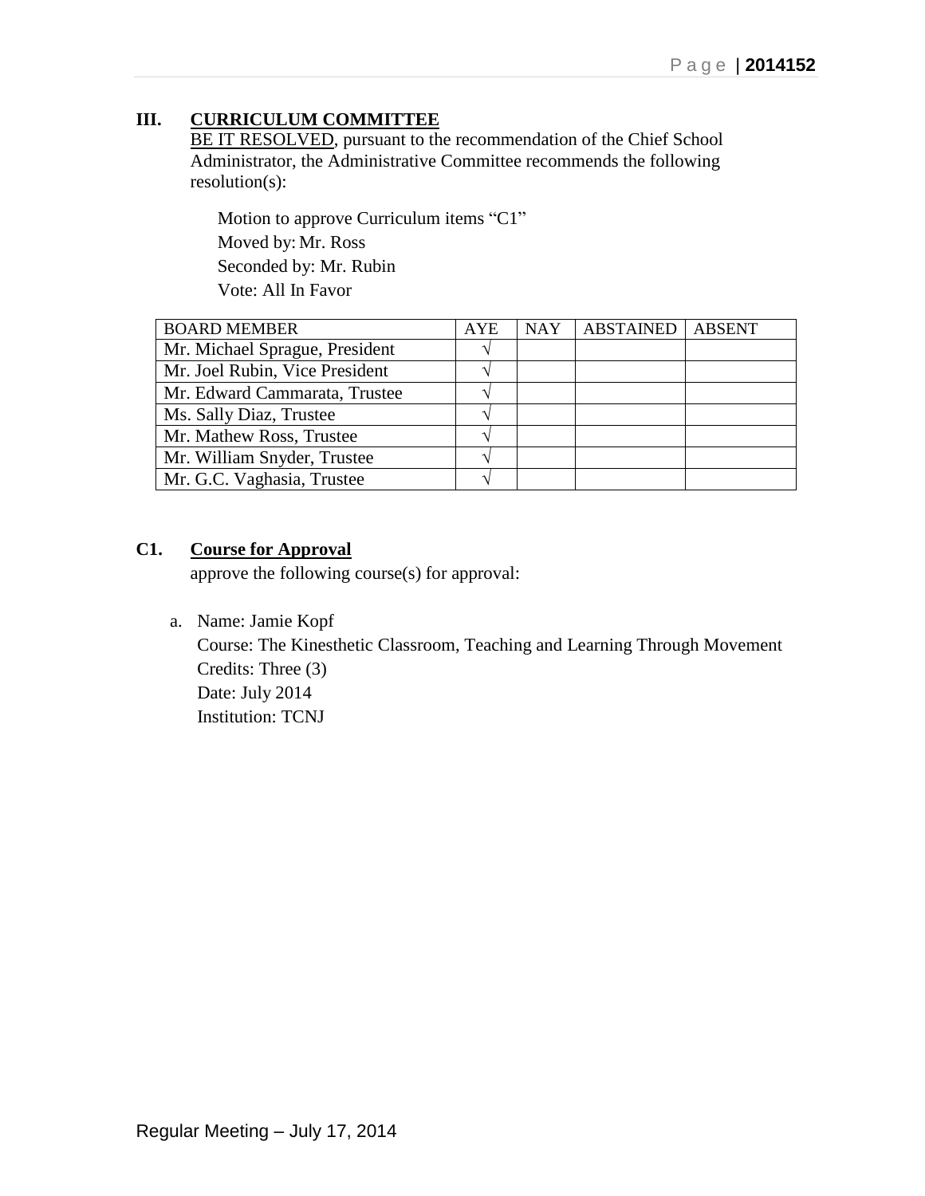## III. CURRICULUM COMMITTEE

BE IT RESOLVED, pursuant to the recommendation of the Chief School Administrator, the Administrative Committee recommends the following resolution(s):

Motion to approve Curriculum items "C1"
Moved by: Mr. Ross
Seconded by: Mr. Rubin
Vote: All In Favor

| BOARD MEMBER | AYE | NAY | ABSTAINED | ABSENT |
|---|---|---|---|---|
| Mr. Michael Sprague, President | √ | | | |
| Mr. Joel Rubin, Vice President | √ | | | |
| Mr. Edward Cammarata, Trustee | √ | | | |
| Ms. Sally Diaz, Trustee | √ | | | |
| Mr. Mathew Ross, Trustee | √ | | | |
| Mr. William Snyder, Trustee | √ | | | |
| Mr. G.C. Vaghasia, Trustee | √ | | | |

### C1. Course for Approval

approve the following course(s) for approval:

a. Name: Jamie Kopf
   Course: The Kinesthetic Classroom, Teaching and Learning Through Movement
   Credits: Three (3)
   Date: July 2014
   Institution: TCNJ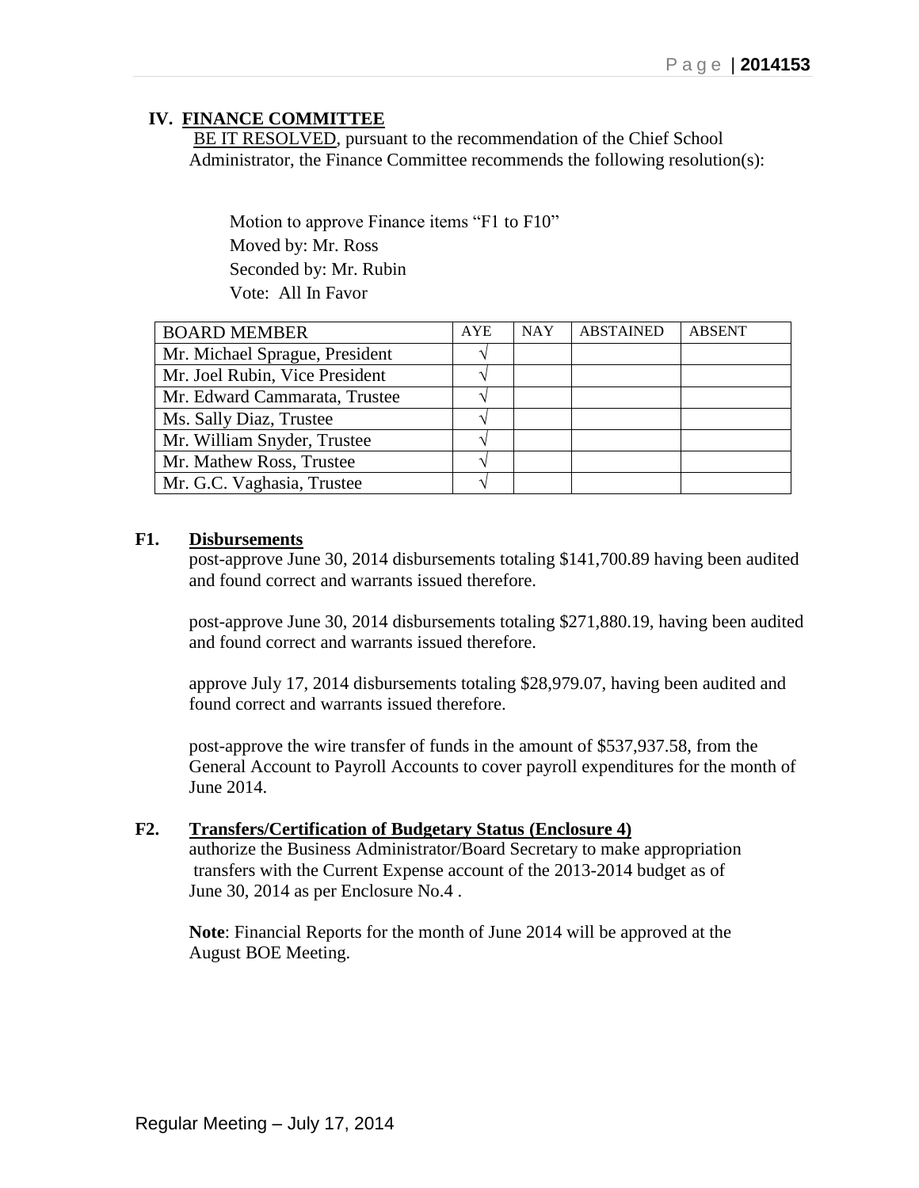## IV. FINANCE COMMITTEE

BE IT RESOLVED, pursuant to the recommendation of the Chief School Administrator, the Finance Committee recommends the following resolution(s):

Motion to approve Finance items "F1 to F10"
Moved by: Mr. Ross
Seconded by: Mr. Rubin
Vote: All In Favor

| BOARD MEMBER | AYE | NAY | ABSTAINED | ABSENT |
|---|---|---|---|---|
| Mr. Michael Sprague, President | √ | | | |
| Mr. Joel Rubin, Vice President | √ | | | |
| Mr. Edward Cammarata, Trustee | √ | | | |
| Ms. Sally Diaz, Trustee | √ | | | |
| Mr. William Snyder, Trustee | √ | | | |
| Mr. Mathew Ross, Trustee | √ | | | |
| Mr. G.C. Vaghasia, Trustee | √ | | | |

**F1. Disbursements**

post-approve June 30, 2014 disbursements totaling $141,700.89 having been audited and found correct and warrants issued therefore.

post-approve June 30, 2014 disbursements totaling $271,880.19, having been audited and found correct and warrants issued therefore.

approve July 17, 2014 disbursements totaling $28,979.07, having been audited and found correct and warrants issued therefore.

post-approve the wire transfer of funds in the amount of $537,937.58, from the General Account to Payroll Accounts to cover payroll expenditures for the month of June 2014.

**F2. Transfers/Certification of Budgetary Status (Enclosure 4)**

authorize the Business Administrator/Board Secretary to make appropriation transfers with the Current Expense account of the 2013-2014 budget as of June 30, 2014 as per Enclosure No.4 .

**Note**: Financial Reports for the month of June 2014 will be approved at the August BOE Meeting.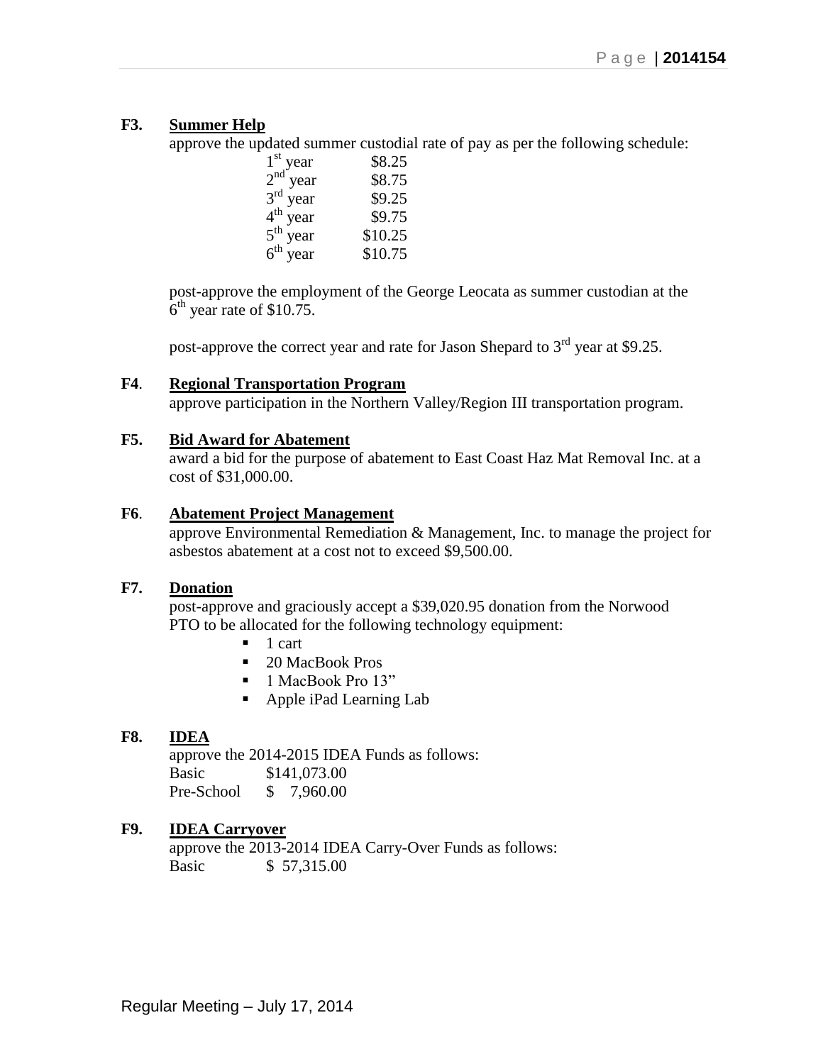**F3. Summer Help**

approve the updated summer custodial rate of pay as per the following schedule:

| | |
|---|---|
| 1st year | \$8.25 |
| 2nd year | \$8.75 |
| 3rd year | \$9.25 |
| 4th year | \$9.75 |
| 5th year | \$10.25 |
| 6th year | \$10.75 |

post-approve the employment of the George Leocata as summer custodian at the 6th year rate of \$10.75.

post-approve the correct year and rate for Jason Shepard to 3rd year at \$9.25.

**F4. Regional Transportation Program**

approve participation in the Northern Valley/Region III transportation program.

**F5. Bid Award for Abatement**

award a bid for the purpose of abatement to East Coast Haz Mat Removal Inc. at a cost of \$31,000.00.

**F6. Abatement Project Management**

approve Environmental Remediation & Management, Inc. to manage the project for asbestos abatement at a cost not to exceed \$9,500.00.

**F7. Donation**

post-approve and graciously accept a \$39,020.95 donation from the Norwood PTO to be allocated for the following technology equipment:

- 1 cart
- 20 MacBook Pros
- 1 MacBook Pro 13"
- Apple iPad Learning Lab

**F8. IDEA**

approve the 2014-2015 IDEA Funds as follows:

| | |
|---|---|
| Basic | \$141,073.00 |
| Pre-School | \$ 7,960.00 |

**F9. IDEA Carryover**

approve the 2013-2014 IDEA Carry-Over Funds as follows:

| | |
|---|---|
| Basic | \$ 57,315.00 |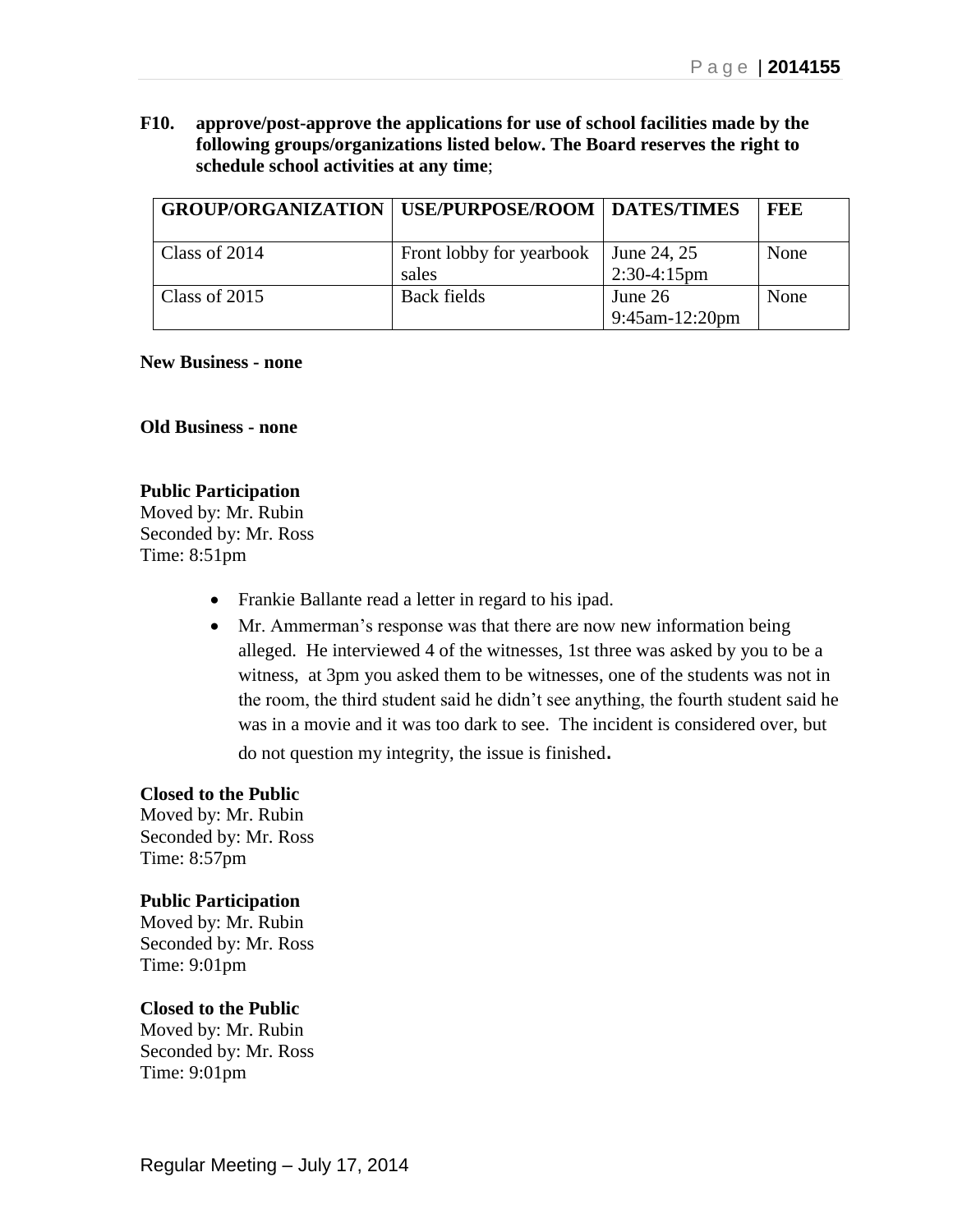**F10. approve/post-approve the applications for use of school facilities made by the following groups/organizations listed below. The Board reserves the right to schedule school activities at any time**;

| GROUP/ORGANIZATION | USE/PURPOSE/ROOM | DATES/TIMES | FEE |
|---|---|---|---|
| Class of 2014 | Front lobby for yearbook sales | June 24, 25 2:30-4:15pm | None |
| Class of 2015 | Back fields | June 26 9:45am-12:20pm | None |

**New Business - none**

**Old Business - none**

**Public Participation**
Moved by: Mr. Rubin
Seconded by: Mr. Ross
Time: 8:51pm

- Frankie Ballante read a letter in regard to his ipad.
- Mr. Ammerman's response was that there are now new information being alleged. He interviewed 4 of the witnesses, 1st three was asked by you to be a witness, at 3pm you asked them to be witnesses, one of the students was not in the room, the third student said he didn't see anything, the fourth student said he was in a movie and it was too dark to see. The incident is considered over, but do not question my integrity, the issue is finished.

**Closed to the Public**
Moved by: Mr. Rubin
Seconded by: Mr. Ross
Time: 8:57pm

**Public Participation**
Moved by: Mr. Rubin
Seconded by: Mr. Ross
Time: 9:01pm

**Closed to the Public**
Moved by: Mr. Rubin
Seconded by: Mr. Ross
Time: 9:01pm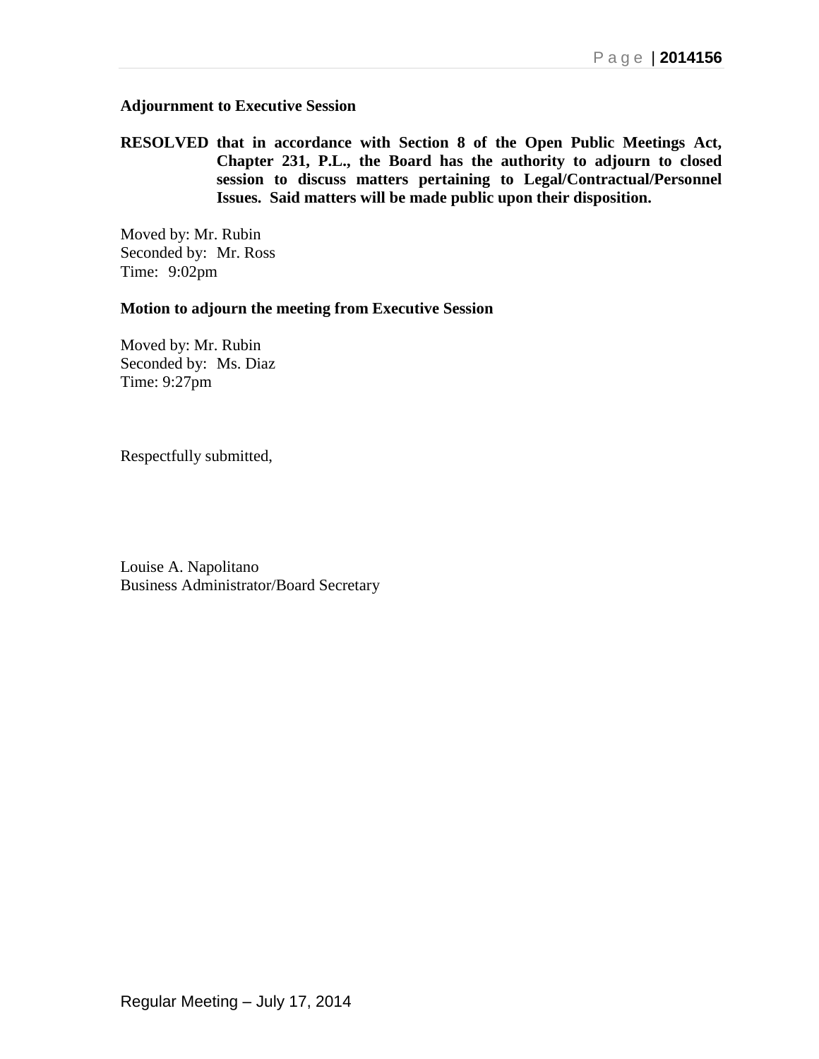**Adjournment to Executive Session**

**RESOLVED that in accordance with Section 8 of the Open Public Meetings Act, Chapter 231, P.L., the Board has the authority to adjourn to closed session to discuss matters pertaining to Legal/Contractual/Personnel Issues. Said matters will be made public upon their disposition.**

Moved by: Mr. Rubin
Seconded by: Mr. Ross
Time: 9:02pm

**Motion to adjourn the meeting from Executive Session**

Moved by: Mr. Rubin
Seconded by: Ms. Diaz
Time: 9:27pm

Respectfully submitted,

Louise A. Napolitano
Business Administrator/Board Secretary